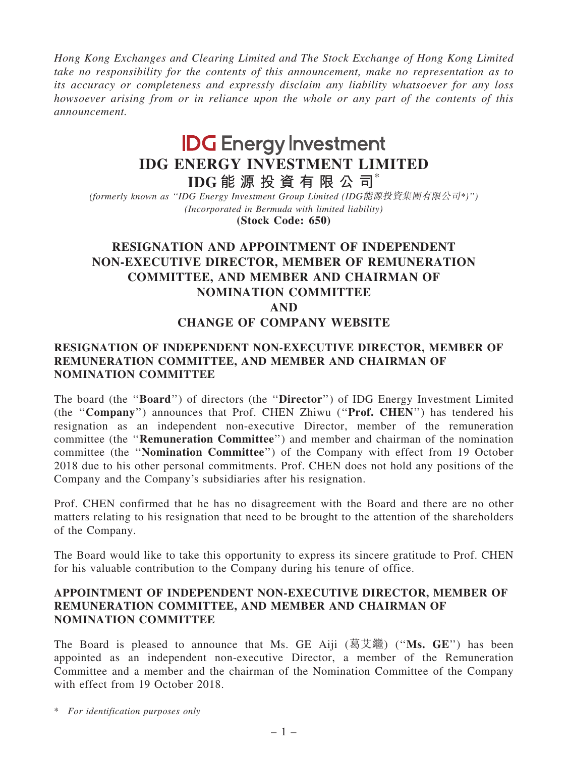*Hong Kong Exchanges and Clearing Limited and The Stock Exchange of Hong Kong Limited take no responsibility for the contents of this announcement, make no representation as to its accuracy or completeness and expressly disclaim any liability whatsoever for any loss howsoever arising from or in reliance upon the whole or any part of the contents of this announcement.*

**IDG Energy Investment**

# IDG ENERGY INVESTMENT LIMITED

# IDG能源投資有限公司*

*(formerly known as "IDG Energy Investment Group Limited (IDG能源投資集團有限公司*)")*

*(Incorporated in Bermuda with limited liability)*

**(Stock Code: 650)**

## RESIGNATION AND APPOINTMENT OF INDEPENDENT NON-EXECUTIVE DIRECTOR, MEMBER OF REMUNERATION COMMITTEE, AND MEMBER AND CHAIRMAN OF NOMINATION COMMITTEE AND CHANGE OF COMPANY WEBSITE

### RESIGNATION OF INDEPENDENT NON-EXECUTIVE DIRECTOR, MEMBER OF REMUNERATION COMMITTEE, AND MEMBER AND CHAIRMAN OF NOMINATION COMMITTEE

The board (the "**Board**") of directors (the "**Director**") of IDG Energy Investment Limited (the "**Company**") announces that Prof. CHEN Zhiwu ("**Prof. CHEN**") has tendered his resignation as an independent non-executive Director, member of the remuneration committee (the "**Remuneration Committee**") and member and chairman of the nomination committee (the "**Nomination Committee**") of the Company with effect from 19 October 2018 due to his other personal commitments. Prof. CHEN does not hold any positions of the Company and the Company's subsidiaries after his resignation.

Prof. CHEN confirmed that he has no disagreement with the Board and there are no other matters relating to his resignation that need to be brought to the attention of the shareholders of the Company.

The Board would like to take this opportunity to express its sincere gratitude to Prof. CHEN for his valuable contribution to the Company during his tenure of office.

### APPOINTMENT OF INDEPENDENT NON-EXECUTIVE DIRECTOR, MEMBER OF REMUNERATION COMMITTEE, AND MEMBER AND CHAIRMAN OF NOMINATION COMMITTEE

The Board is pleased to announce that Ms. GE Aiji (葛艾繼) ("**Ms. GE**") has been appointed as an independent non-executive Director, a member of the Remuneration Committee and a member and the chairman of the Nomination Committee of the Company with effect from 19 October 2018.

\* *For identification purposes only*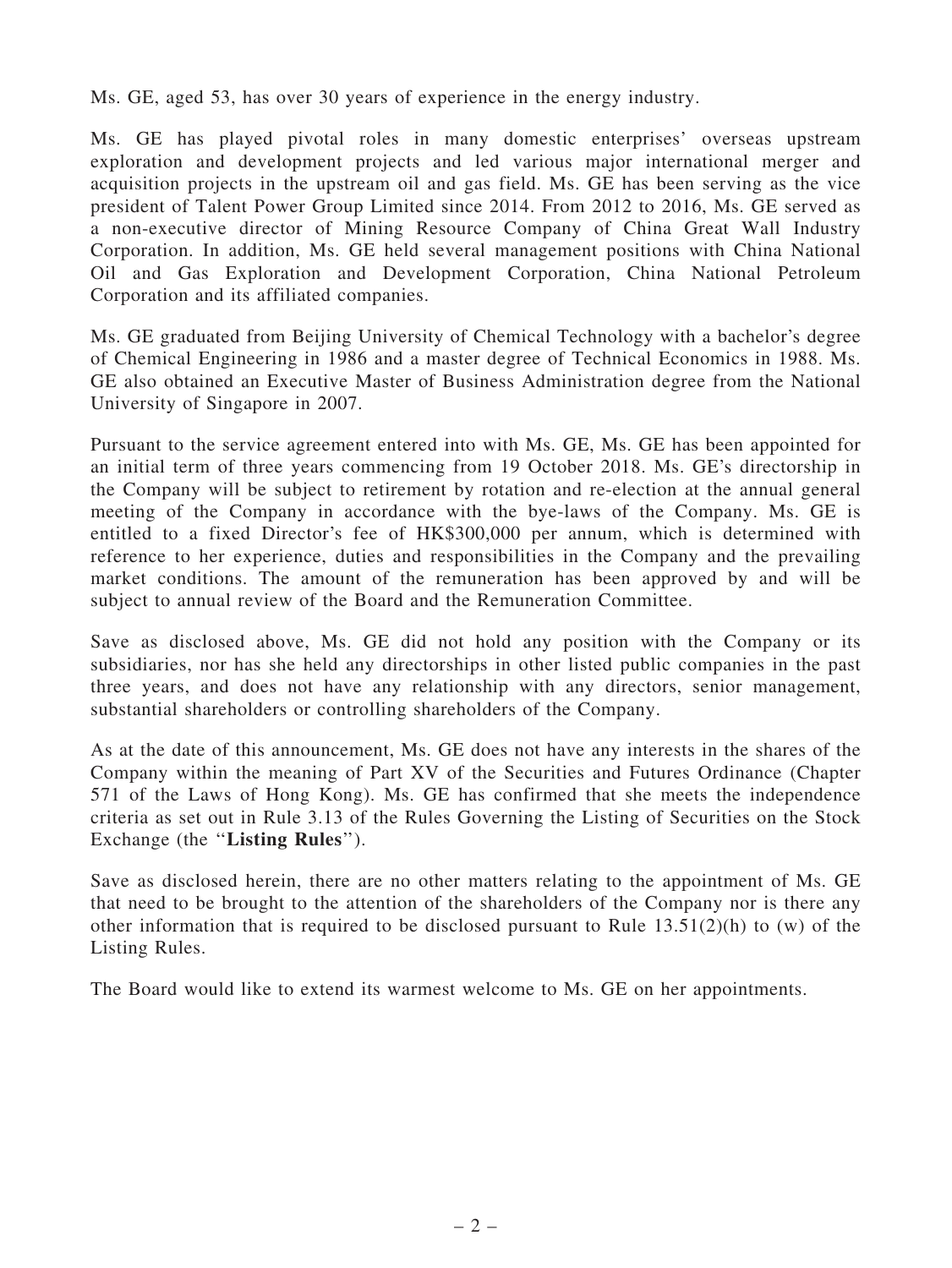Ms. GE, aged 53, has over 30 years of experience in the energy industry.

Ms. GE has played pivotal roles in many domestic enterprises' overseas upstream exploration and development projects and led various major international merger and acquisition projects in the upstream oil and gas field. Ms. GE has been serving as the vice president of Talent Power Group Limited since 2014. From 2012 to 2016, Ms. GE served as a non-executive director of Mining Resource Company of China Great Wall Industry Corporation. In addition, Ms. GE held several management positions with China National Oil and Gas Exploration and Development Corporation, China National Petroleum Corporation and its affiliated companies.

Ms. GE graduated from Beijing University of Chemical Technology with a bachelor's degree of Chemical Engineering in 1986 and a master degree of Technical Economics in 1988. Ms. GE also obtained an Executive Master of Business Administration degree from the National University of Singapore in 2007.

Pursuant to the service agreement entered into with Ms. GE, Ms. GE has been appointed for an initial term of three years commencing from 19 October 2018. Ms. GE's directorship in the Company will be subject to retirement by rotation and re-election at the annual general meeting of the Company in accordance with the bye-laws of the Company. Ms. GE is entitled to a fixed Director's fee of HK$300,000 per annum, which is determined with reference to her experience, duties and responsibilities in the Company and the prevailing market conditions. The amount of the remuneration has been approved by and will be subject to annual review of the Board and the Remuneration Committee.

Save as disclosed above, Ms. GE did not hold any position with the Company or its subsidiaries, nor has she held any directorships in other listed public companies in the past three years, and does not have any relationship with any directors, senior management, substantial shareholders or controlling shareholders of the Company.

As at the date of this announcement, Ms. GE does not have any interests in the shares of the Company within the meaning of Part XV of the Securities and Futures Ordinance (Chapter 571 of the Laws of Hong Kong). Ms. GE has confirmed that she meets the independence criteria as set out in Rule 3.13 of the Rules Governing the Listing of Securities on the Stock Exchange (the "**Listing Rules**").

Save as disclosed herein, there are no other matters relating to the appointment of Ms. GE that need to be brought to the attention of the shareholders of the Company nor is there any other information that is required to be disclosed pursuant to Rule 13.51(2)(h) to (w) of the Listing Rules.

The Board would like to extend its warmest welcome to Ms. GE on her appointments.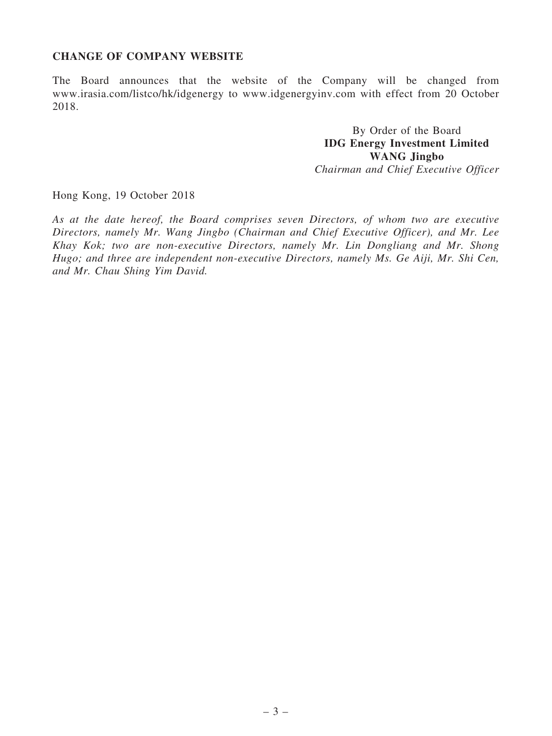**CHANGE OF COMPANY WEBSITE**

The Board announces that the website of the Company will be changed from www.irasia.com/listco/hk/idgenergy to www.idgenergyinv.com with effect from 20 October 2018.

By Order of the Board
**IDG Energy Investment Limited**
**WANG Jingbo**
*Chairman and Chief Executive Officer*

Hong Kong, 19 October 2018

*As at the date hereof, the Board comprises seven Directors, of whom two are executive Directors, namely Mr. Wang Jingbo (Chairman and Chief Executive Officer), and Mr. Lee Khay Kok; two are non-executive Directors, namely Mr. Lin Dongliang and Mr. Shong Hugo; and three are independent non-executive Directors, namely Ms. Ge Aiji, Mr. Shi Cen, and Mr. Chau Shing Yim David.*